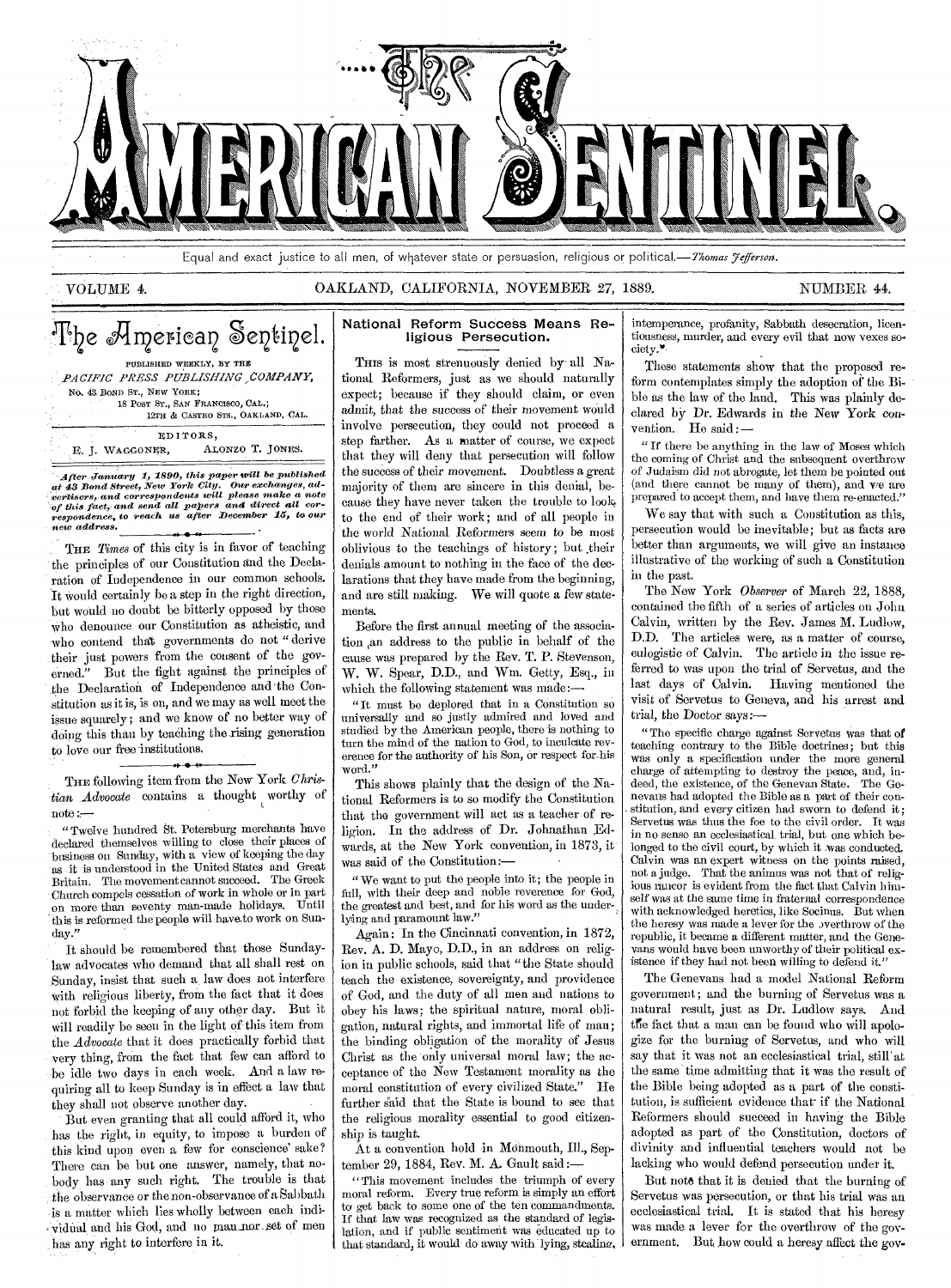# The American Sentinel

Equal and exact justice to all men, of whatever state or persuasion, religious or political.—*Thomas Jefferson.*

VOLUME 4. OAKLAND, CALIFORNIA, NOVEMBER 27, 1889. NUMBER 44.

## The American Sentinel.

PUBLISHED WEEKLY, BY THE
*PACIFIC PRESS PUBLISHING COMPANY,*
No. 43 BOND ST., NEW YORK;
18 POST ST., SAN FRANCISCO, CAL.;
12TH & CASTRO STS., OAKLAND, CAL.

EDITORS,
E. J. WAGGONER, ALONZO T. JONES.

*After January 1, 1890, this paper will be published at 43 Bond Street, New York City. Our exchanges, advertisers, and correspondents will please make a note of this fact, and send all papers and direct all correspondence, to reach us after December 15, to our new address.*

---

THE *Times* of this city is in favor of teaching the principles of our Constitution and the Declaration of Independence in our common schools. It would certainly be a step in the right direction, but would no doubt be bitterly opposed by those who denounce our Constitution as atheistic, and who contend that governments do not "derive their just powers from the consent of the governed." But the fight against the principles of the Declaration of Independence and the Constitution as it is, is on, and we may as well meet the issue squarely; and we know of no better way of doing this than by teaching the rising generation to love our free institutions.

---

THE following item from the New York *Christian Advocate* contains a thought worthy of note:—

"Twelve hundred St. Petersburg merchants have declared themselves willing to close their places of business on Sunday, with a view of keeping the day as it is understood in the United States and Great Britain. The movement cannot succeed. The Greek Church compels cessation of work in whole or in part on more than seventy man-made holidays. Until this is reformed the people will have to work on Sunday."

It should be remembered that those Sunday-law advocates who demand that all shall rest on Sunday, insist that such a law does not interfere with religious liberty, from the fact that it does not forbid the keeping of any other day. But it will readily be seen in the light of this item from the *Advocate* that it does practically forbid that very thing, from the fact that few can afford to be idle two days in each week. And a law requiring all to keep Sunday is in effect a law that they shall not observe another day.

But even granting that all could afford it, who has the right, in equity, to impose a burden of this kind upon even a few for conscience' sake? There can be but one answer, namely, that nobody has any such right. The trouble is that the observance or the non-observance of a Sabbath is a matter which lies wholly between each individual and his God, and no man nor set of men has any right to interfere in it.

## National Reform Success Means Religious Persecution.

THIS is most strenuously denied by all National Reformers, just as we should naturally expect; because if they should claim, or even admit, that the success of their movement would involve persecution, they could not proceed a step farther. As a matter of course, we expect that they will deny that persecution will follow the success of their movement. Doubtless a great majority of them are sincere in this denial, because they have never taken the trouble to look to the end of their work; and of all people in the world National Reformers seem to be most oblivious to the teachings of history; but their denials amount to nothing in the face of the declarations that they have made from the beginning, and are still making. We will quote a few statements.

Before the first annual meeting of the association an address to the public in behalf of the cause was prepared by the Rev. T. P. Stevenson, W. W. Spear, D.D., and Wm. Getty, Esq., in which the following statement was made:—

"It must be deplored that in a Constitution so universally and so justly admired and loved and studied by the American people, there is nothing to turn the mind of the nation to God, to inculcate reverence for the authority of his Son, or respect for his word."

This shows plainly that the design of the National Reformers is to so modify the Constitution that the government will act as a teacher of religion. In the address of Dr. Johnathan Edwards, at the New York convention, in 1873, it was said of the Constitution:—

"We want to put the people into it; the people in full, with their deep and noble reverence for God, the greatest and best, and for his word as the underlying and paramount law."

Again: In the Cincinnati convention, in 1872, Rev. A. D. Mayo, D.D., in an address on religion in public schools, said that "the State should teach the existence, sovereignty, and providence of God, and the duty of all men and nations to obey his laws; the spiritual nature, moral obligation, natural rights, and immortal life of man; the binding obligation of the morality of Jesus Christ as the only universal moral law; the acceptance of the New Testament morality as the moral constitution of every civilized State." He further said that the State is bound to see that the religious morality essential to good citizenship is taught.

At a convention hold in Monmouth, Ill., September 29, 1884, Rev. M. A. Gault said:—

"This movement includes the triumph of every moral reform. Every true reform is simply an effort to get back to some one of the ten commandments. If that law was recognized as the standard of legislation, and if public sentiment was educated up to that standard, it would do away with lying, stealing, intemperance, profanity, Sabbath desecration, licentiousness, murder, and every evil that now vexes society."

These statements show that the proposed reform contemplates simply the adoption of the Bible as the law of the land. This was plainly declared by Dr. Edwards in the New York convention. He said:—

"If there be anything in the law of Moses which the coming of Christ and the subsequent overthrow of Judaism did not abrogate, let them be pointed out (and there cannot be many of them), and we are prepared to accept them, and have them re-enacted."

We say that with such a Constitution as this, persecution would be inevitable; but as facts are better than arguments, we will give an instance illustrative of the working of such a Constitution in the past.

The New York *Observer* of March 22, 1888, contained the fifth of a series of articles on John Calvin, written by the Rev. James M. Ludlow, D.D. The articles were, as a matter of course, eulogistic of Calvin. The article in the issue referred to was upon the trial of Servetus, and the last days of Calvin. Having mentioned the visit of Servetus to Geneva, and his arrest and trial, the Doctor says:—

"The specific charge against Servetus was that of teaching contrary to the Bible doctrines; but this was only a specification under the more general charge of attempting to destroy the peace, and, indeed, the existence, of the Genevan State. The Genevans had adopted the Bible as a part of their constitution, and every citizen had sworn to defend it; Servetus was thus the foe to the civil order. It was in no sense an ecclesiastical trial, but one which belonged to the civil court, by which it was conducted. Calvin was an expert witness on the points raised, not a judge. That the animus was not that of religious rancor is evident from the fact that Calvin himself was at the same time in fraternal correspondence with acknowledged heretics, like Socinus. But when the heresy was made a lever for the overthrow of the republic, it became a different matter, and the Genevans would have been unworthy of their political existence if they had not been willing to defend it."

The Genevans had a model National Reform government; and the burning of Servetus was a natural result, just as Dr. Ludlow says. And the fact that a man can be found who will apologize for the burning of Servetus, and who will say that it was not an ecclesiastical trial, still at the same time admitting that it was the result of the Bible being adopted as a part of the constitution, is sufficient evidence that if the National Reformers should succeed in having the Bible adopted as part of the Constitution, doctors of divinity and influential teachers would not be lacking who would defend persecution under it.

But note that it is denied that the burning of Servetus was persecution, or that his trial was an ecclesiastical trial. It is stated that his heresy was made a lever for the overthrow of the government. But how could a heresy affect the gov-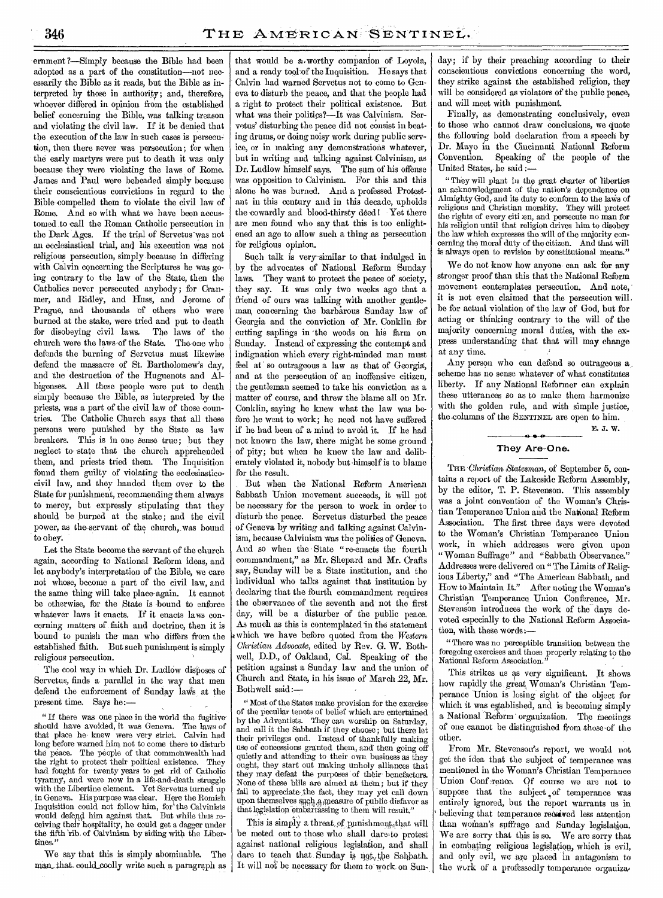ernment?—Simply because the Bible had been adopted as a part of the constitution—not necessarily the Bible as it reads, but the Bible as interpreted by those in authority; and, therefore, whoever differed in opinion from the established belief concerning the Bible, was talking treason and violating the civil law. If it be denied that the execution of the law in such cases is persecution, then there never was persecution; for when the early martyrs were put to death it was only because they were violating the laws of Rome. James and Paul were beheaded simply because their conscientious convictions in regard to the Bible compelled them to violate the civil law of Rome. And so with what we have been accustomed to call the Roman Catholic persecution in the Dark Ages. If the trial of Servetus was not an ecclesiastical trial, and his execution was not religious persecution, simply because in differing with Calvin concerning the Scriptures he was going contrary to the law of the State, then the Catholics never persecuted anybody; for Cranmer, and Ridley, and Huss, and Jerome of Prague, and thousands of others who were burned at the stake, were tried and put to death for disobeying civil laws. The laws of the church were the laws of the State. The one who defends the burning of Servetus must likewise defend the massacre of St. Bartholomew's day, and the destruction of the Huguenots and Albigenses. All these people were put to death simply because the Bible, as interpreted by the priests, was a part of the civil law of those countries. The Catholic Church says that all these persons were punished by the State as law breakers. This is in one sense true; but they neglect to state that the church apprehended them, and priests tried them. The Inquisition found them guilty of violating the ecclesiastico-civil law, and they handed them over to the State for punishment, recommending them always to mercy, but expressly stipulating that they should be burned at the stake; and the civil power, as the servant of the church, was bound to obey.

Let the State become the servant of the church again, according to National Reform ideas, and let anybody's interpretation of the Bible, we care not whose, become a part of the civil law, and the same thing will take place again. It cannot be otherwise, for the State is bound to enforce whatever laws it enacts. If it enacts laws concerning matters of faith and doctrine, then it is bound to punish the man who differs from the established faith. But such punishment is simply religious persecution.

The cool way in which Dr. Ludlow disposes of Servetus, finds a parallel in the way that men defend the enforcement of Sunday laws at the present time. Says he:—

> "If there was one place in the world the fugitive should have avoided, it was Geneva. The laws of that place he knew were very strict. Calvin had long before warned him not to come there to disturb the peace. The people of that commonwealth had the right to protect their political existence. They had fought for twenty years to get rid of Catholic tyranny, and were now in a life-and-death struggle with the Libertine element. Yet Servetus turned up in Geneva. His purpose was clear. Here the Romish Inquisition could not follow him, for the Calvinists would defend him against that. But while thus receiving their hospitality, he could get a dagger under the fifth rib of Calvinism by siding with the Libertines."

We say that this is simply abominable. The man that could coolly write such a paragraph as that would be a worthy companion of Loyola, and a ready tool of the Inquisition. He says that Calvin had warned Servetus not to come to Geneva to disturb the peace, and that the people had a right to protect their political existence. But what was their politics?—It was Calvinism. Servetus' disturbing the peace did not consist in beating drums, or doing noisy work during public service, or in making any demonstrations whatever, but in writing and talking against Calvinism, as Dr. Ludlow himself says. The sum of his offense was opposition to Calvinism. For this and this alone he was burned. And a professed Protestant in this century and in this decade, upholds the cowardly and blood-thirsty deed! Yet there are men found who say that this is too enlightened an age to allow such a thing as persecution for religious opinion.

Such talk is very similar to that indulged in by the advocates of National Reform Sunday laws. They want to protect the peace of society, they say. It was only two weeks ago that a friend of ours was talking with another gentleman concerning the barbarous Sunday law of Georgia and the conviction of Mr. Conklin for cutting saplings in the woods on his farm on Sunday. Instead of expressing the contempt and indignation which every right-minded man must feel at so outrageous a law as that of Georgia, and at the persecution of an inoffensive citizen, the gentleman seemed to take his conviction as a matter of course, and threw the blame all on Mr. Conklin, saying he knew what the law was before he went to work; he need not have suffered if he had been of a mind to avoid it. If he had not known the law, there might be some ground of pity; but when he knew the law and deliberately violated it, nobody but himself is to blame for the result.

But when the National Reform American Sabbath Union movement succeeds, it will not be necessary for the person to work in order to disturb the peace. Servetus disturbed the peace of Geneva by writing and talking against Calvinism, because Calvinism was the politics of Geneva. And so when the State "re-enacts the fourth commandment," as Mr. Shepard and Mr. Crafts say, Sunday will be a State institution, and the individual who talks against that institution by declaring that the fourth commandment requires the observance of the seventh and not the first day, will be a disturber of the public peace. As much as this is contemplated in the statement which we have before quoted from the *Western Christian Advocate*, edited by Rev. G. W. Bothwell, D.D., of Oakland, Cal. Speaking of the petition against a Sunday law and the union of Church and State, in his issue of March 22, Mr. Bothwell said:—

> "Most of the States make provision for the exercise of the peculiar tenets of belief which are entertained by the Adventists. They can worship on Saturday, and call it the Sabbath if they choose; but there let their privileges end. Instead of thankfully making use of concessions granted them, and then going off quietly and attending to their own business as they ought, they start out making unholy alliances that they may defeat the purposes of their benefactors. None of these bills are aimed at them; but if they fail to appreciate the fact, they may yet call down upon themselves such a measure of public disfavor as that legislation embarrassing to them will result."

This is simply a threat of punishment that will be meted out to those who shall dare to protest against national religious legislation, and shall dare to teach that Sunday is not the Sabbath. It will not be necessary for them to work on Sunday; if by their preaching according to their conscientious convictions concerning the word, they strike against the established religion, they will be considered as violators of the public peace, and will meet with punishment.

Finally, as demonstrating conclusively, even to those who cannot draw conclusions, we quote the following bold declaration from a speech by Dr. Mayo in the Cincinnati National Reform Convention. Speaking of the people of the United States, he said:—

> "They will plant in the great charter of liberties an acknowledgment of the nation's dependence on Almighty God, and its duty to conform to the laws of religious and Christian morality. They will protect the rights of every citizen, and persecute no man for his religion until that religion drives him to disobey the law which expresses the will of the majority concerning the moral duty of the citizen. And that will is always open to revision by constitutional means."

We do not know how anyone can ask for any stronger proof than this that the National Reform movement contemplates persecution. And note, it is not even claimed that the persecution will be for actual violation of the law of God, but for acting or thinking contrary to the will of the majority concerning moral duties, with the express understanding that that will may change at any time.

Any person who can defend so outrageous a scheme has no sense whatever of what constitutes liberty. If any National Reformer can explain these utterances so as to make them harmonize with the golden rule, and with simple justice, the columns of the SENTINEL are open to him.

E. J. W.

## They Are One.

THE *Christian Statesman*, of September 5, contains a report of the Lakeside Reform Assembly, by the editor, T. P. Stevenson. This assembly was a joint convention of the Woman's Christian Temperance Union and the National Reform Association. The first three days were devoted to the Woman's Christian Temperance Union work, in which addresses were given upon "Woman Suffrage" and "Sabbath Observance." Addresses were delivered on "The Limits of Religious Liberty," and "The American Sabbath, and How to Maintain It." After noting the Woman's Christian Temperance Union Conference, Mr. Stevenson introduces the work of the days devoted especially to the National Reform Association, with these words:—

> "There was no perceptible transition between the foregoing exercises and those properly relating to the National Reform Association."

This strikes us as very significant. It shows how rapidly the great Woman's Christian Temperance Union is losing sight of the object for which it was established, and is becoming simply a National Reform organization. The meetings of one cannot be distinguished from those of the other.

From Mr. Stevenson's report, we would not get the idea that the subject of temperance was mentioned in the Woman's Christian Temperance Union Conference. Of course we are not to suppose that the subject of temperance was entirely ignored, but the report warrants us in believing that temperance received less attention than woman's suffrage and Sunday legislation. We are sorry that this is so. We are sorry that in combating religious legislation, which is evil, and only evil, we are placed in antagonism to the work of a professedly temperance organiza-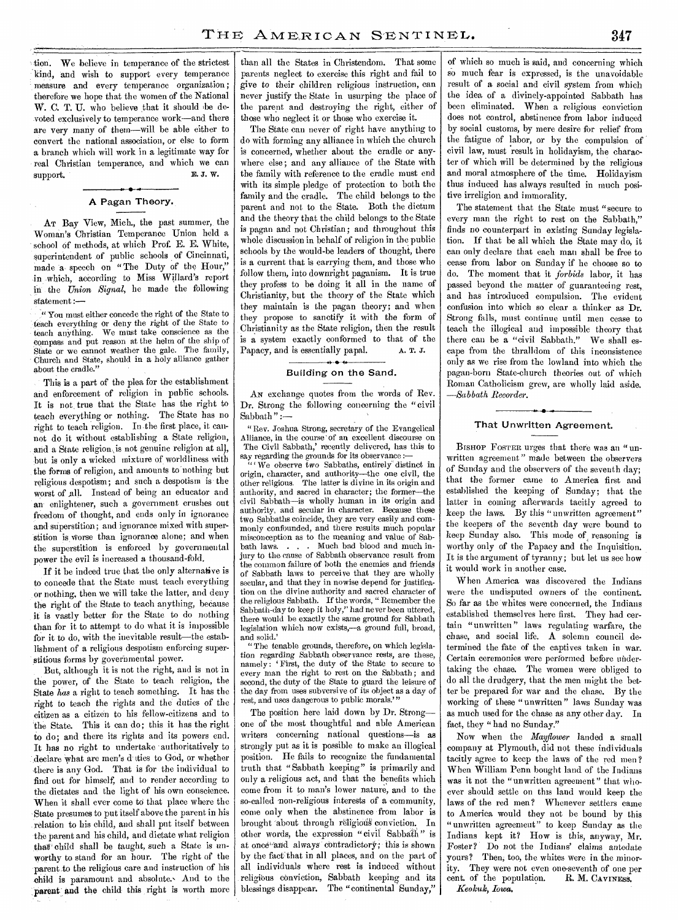tion. We believe in temperance of the strictest kind, and wish to support every temperance measure and every temperance organization; therefore we hope that the women of the National W. C. T. U. who believe that it should be devoted exclusively to temperance work—and there are very many of them—will be able either to convert the national association, or else to form a branch which will work in a legitimate way for real Christian temperance, and which we can support. E. J. W.

## A Pagan Theory.

AT Bay View, Mich., the past summer, the Woman's Christian Temperance Union held a school of methods, at which Prof. E. E. White, superintendent of public schools of Cincinnati, made a speech on "The Duty of the Hour," in which, according to Miss Willard's report in the *Union Signal*, he made the following statement:—

> "You must either concede the right of the State to teach everything or deny the right of the State to teach anything. We must take conscience as the compass and put reason at the helm of the ship of State or we cannot weather the gale. The family, Church and State, should in a holy alliance gather about the cradle."

This is a part of the plea for the establishment and enforcement of religion in public schools. It is not true that the State has the right to teach everything or nothing. The State has no right to teach religion. In the first place, it cannot do it without establishing a State religion, and a State religion is not genuine religion at all, but is only a wicked mixture of worldliness with the forms of religion, and amounts to nothing but religious despotism; and such a despotism is the worst of all. Instead of being an educator and an enlightener, such a government crushes out freedom of thought, and ends only in ignorance and superstition; and ignorance mixed with superstition is worse than ignorance alone; and when the superstition is enforced by governmental power the evil is increased a thousand-fold.

If it be indeed true that the only alternative is to concede that the State must teach everything or nothing, then we will take the latter, and deny the right of the State to teach anything, because it is vastly better for the State to do nothing than for it to attempt to do what it is impossible for it to do, with the inevitable result—the establishment of a religious despotism enforcing superstitious forms by governmental power.

But, although it is not the right, and is not in the power, of the State to teach religion, the State *has* a right to teach something. It has the right to teach the rights and the duties of the citizen as a citizen to his fellow-citizens and to the State. This it can do; this it has the right to do; and there its rights and its powers end. It has no right to undertake authoritatively to declare what are men's duties to God, or whether there is any God. That is for the individual to find out for himself, and to render according to the dictates and the light of his own conscience. When it shall ever come to that place where the State presumes to put itself above the parent in his relation to his child, and shall put itself between the parent and his child, and dictate what religion that child shall be taught, such a State is unworthy to stand for an hour. The right of the parent to the religious care and instruction of his child is paramount and absolute. And to the parent and the child this right is worth more than all the States in Christendom. That some parents neglect to exercise this right and fail to give to their children religious instruction, can never justify the State in usurping the place of the parent and destroying the right, either of those who neglect it or those who exercise it.

The State can never of right have anything to do with forming any alliance in which the church is concerned, whether about the cradle or anywhere else; and any alliance of the State with the family with reference to the cradle must end with its simple pledge of protection to both the family and the cradle. The child belongs to the parent and not to the State. Both the dictum and the theory that the child belongs to the State is pagan and not Christian; and throughout this whole discussion in behalf of religion in the public schools by the would-be leaders of thought, there is a current that is carrying them, and those who follow them, into downright paganism. It is true they profess to be doing it all in the name of Christianity, but the theory of the State which they maintain is the pagan theory; and when they propose to sanctify it with the form of Christianity as the State religion, then the result is a system exactly conformed to that of the Papacy, and is essentially papal. A. T. J.

## Building on the Sand.

AN exchange quotes from the words of Rev. Dr. Strong the following concerning the "civil Sabbath":—

> "Rev. Joshua Strong, secretary of the Evangelical Alliance, in the course of an excellent discourse on The Civil Sabbath,' recently delivered, has this to say regarding the grounds for its observance:—
>
> "'We observe two Sabbaths, entirely distinct in origin, character, and authority—the one civil, the other religious. The latter is divine in its origin and authority, and sacred in character; the former—the civil Sabbath—is wholly human in its origin and authority, and secular in character. Because these two Sabbaths coincide, they are very easily and commonly confounded, and there results much popular misconception as to the meaning and value of Sabbath laws. . . . Much bad blood and much injury to the cause of Sabbath observance result from the common failure of both the enemies and friends of Sabbath laws to perceive that they are wholly secular, and that they in nowise depend for justification on the divine authority and sacred character of the religious Sabbath. If the words, "Remember the Sabbath-day to keep it holy," had never been uttered, there would be exactly the same ground for Sabbath legislation which now exists,—a ground full, broad, and solid.'
>
> "The tenable grounds, therefore, on which legislation regarding Sabbath observance rests, are these, namely: 'First, the duty of the State to secure to every man the right to rest on the Sabbath; and second, the duty of the State to guard the leisure of the day from uses subversive of its object as a day of rest, and uses dangerous to public morals.'"

The position here laid down by Dr. Strong—one of the most thoughtful and able American writers concerning national questions—is as strongly put as it is possible to make an illogical position. He fails to recognize the fundamental truth that "Sabbath keeping" is primarily and only a religious act, and that the benefits which come from it to man's lower nature, and to the so-called non-religious interests of a community, come only when the abstinence from labor is brought about through religious conviction. In other words, the expression "civil Sabbath" is at once and always contradictory; this is shown by the fact that in all places, and on the part of all individuals where rest is induced without religious conviction, Sabbath keeping and its blessings disappear. The "continental Sunday," of which so much is said, and concerning which so much fear is expressed, is the unavoidable result of a social and civil system from which the idea of a divinely-appointed Sabbath has been eliminated. When a religious conviction does not control, abstinence from labor induced by social customs, by mere desire for relief from the fatigue of labor, or by the compulsion of civil law, must result in holidayism, the character of which will be determined by the religious and moral atmosphere of the time. Holidayism thus induced has always resulted in much positive irreligion and immorality.

The statement that the State must "secure to every man the right to rest on the Sabbath," finds no counterpart in existing Sunday legislation. If that be all which the State may do, it can only declare that each man shall be free to cease from labor on Sunday if he choose so to do. The moment that it *forbids* labor, it has passed beyond the matter of guaranteeing rest, and has introduced compulsion. The evident confusion into which so clear a thinker as Dr. Strong falls, must continue until men cease to teach the illogical and impossible theory that there can be a "civil Sabbath." We shall escape from the thralldom of this inconsistence only as we rise from the lowland into which the pagan-born State-church theories out of which Roman Catholicism grew, are wholly laid aside. —*Sabbath Recorder.*

## That Unwritten Agreement.

BISHOP FOSTER urges that there was an "unwritten agreement" made between the observers of Sunday and the observers of the seventh day; that the former came to America first and established the keeping of Sunday; that the latter in coming afterwards tacitly agreed to keep the laws. By this "unwritten agreement" the keepers of the seventh day were bound to keep Sunday also. This mode of reasoning is worthy only of the Papacy and the Inquisition. It is the argument of tyranny; but let us see how it would work in another case.

When America was discovered the Indians were the undisputed owners of the continent. So far as the whites were concerned, the Indians established themselves here first. They had certain "unwritten" laws regulating warfare, the chase, and social life. A solemn council determined the fate of the captives taken in war. Certain ceremonies were performed before undertaking the chase. The women were obliged to do all the drudgery, that the men might the better be prepared for war and the chase. By the working of these "unwritten" laws Sunday was as much used for the chase as any other day. In fact, they "had no Sunday."

Now when the *Mayflower* landed a small company at Plymouth, did not these individuals tacitly agree to keep the laws of the red men? When William Penn bought land of the Indians was it not the "unwritten agreement" that whoever should settle on this land would keep the laws of the red men? Whenever settlers came to America would they not be bound by this "unwritten agreement" to keep Sunday as the Indians kept it? How is this, anyway, Mr. Foster? Do not the Indians' claims antedate yours? Then, too, the whites were in the minority. They were not even one-seventh of one per cent. of the population. R. M. CAVINESS.

*Keokuk, Iowa.*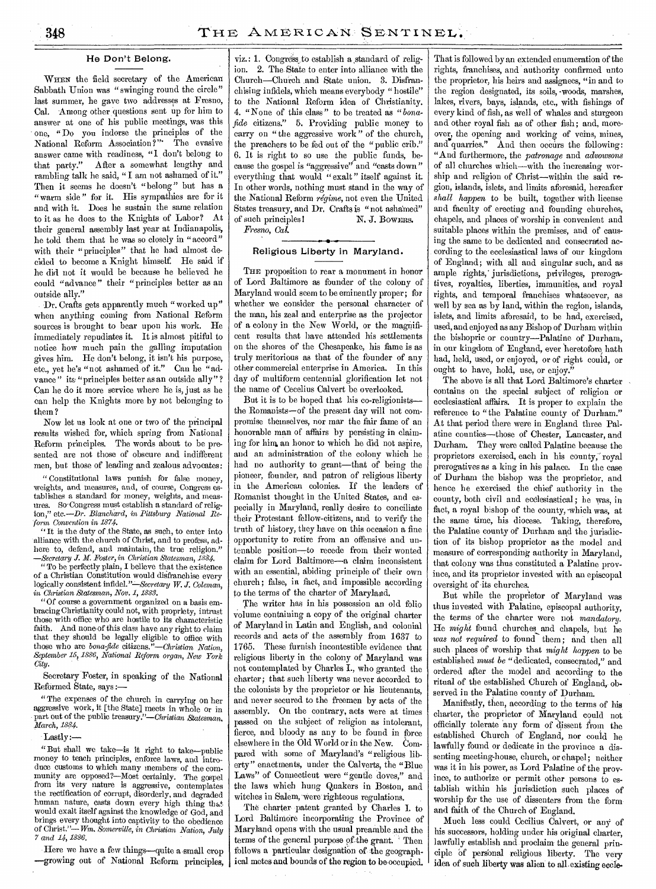## He Don't Belong.

WHEN the field secretary of the American Sabbath Union was "swinging round the circle" last summer, he gave two addresses at Fresno, Cal. Among other questions sent up for him to answer at one of his public meetings, was this one, "Do you indorse the principles of the National Reform Association?" The evasive answer came with readiness, "I don't belong to that party." After a somewhat lengthy and rambling talk he said, "I am not ashamed of it." Then it seems he doesn't "belong" but has a "warm side" for it. His sympathies are for it and with it. Does he sustain the same relation to it as he does to the Knights of Labor? At their general assembly last year at Indianapolis, he told them that he was so closely in "accord" with their "principles" that he had almost decided to become a Knight himself. He said if he did not it would be because he believed he could "advance" their "principles better as an outside ally."

Dr. Crafts gets apparently much "worked up" when anything coming from National Reform sources is brought to bear upon his work. He immediately repudiates it. It is almost pitiful to notice how much pain the galling imputation gives him. He don't belong, it isn't his purpose, etc., yet he's "not ashamed of it." Can he "advance" its "principles better as an outside ally"? Can he do it more service where he is, just as he can help the Knights more by not belonging to them?

Now let us look at one or two of the principal results wished for, which spring from National Reform principles. The words about to be presented are not those of obscure and indifferent men, but those of leading and zealous advocates:

"Constitutional laws punish for false money, weights, and measures, and, of course, Congress establishes a standard for money, weights, and measures. So Congress must establish a standard of religion," etc.—*Dr. Blanchard, in Pittsburg National Reform Convention in 1874.*

"It is the duty of the State, as such, to enter into alliance with the church of Christ, and to profess, adhere to, defend, and maintain, the true religion."—*Secretary J. M. Foster, in Christian Statesman, 1884.*

"To be perfectly plain, I believe that the existence of a Christian Constitution would disfranchise every logically consistent infidel."—*Secretary W. J. Coleman, in Christian Statesman, Nov. 1, 1883.*

"Of course a government organized on a basis embracing Christianity could not, with propriety, intrust those with office who are hostile to its characteristic faith. And none of this class have any right to claim that they should be legally eligible to office with those who are *bona-fide* citizens."—*Christian Nation, September 15, 1886, National Reform organ, New York City.*

Secretary Foster, in speaking of the National Reformed State, says:—

"The expenses of the church in carrying on her aggressive work, it [the State] meets in whole or in part out of the public treasury."—*Christian Statesman, March, 1884.*

Lastly:—

"But shall we take—is it right to take—public money to teach principles, enforce laws, and introduce customs to which many members of the community are opposed?—Most certainly. The gospel from its very nature is aggressive, contemplates the rectification of corrupt, disorderly, and degraded human nature, casts down every high thing that would exalt itself against the knowledge of God, and brings every thought into captivity to the obedience of Christ."—*Wm. Somerville, in Christian Nation, July 7 and 14, 1886.*

Here we have a few things—quite a small crop—growing out of National Reform principles, viz.: 1. Congress to establish a standard of religion. 2. The State to enter into alliance with the Church—Church and State union. 3. Disfranchising infidels, which means everybody "hostile" to the National Reform idea of Christianity. 4. "None of this class" to be treated as "*bona-fide* citizens." 5. Providing public money to carry on "the aggressive work" of the church, the preachers to be fed out of the "public crib." 6. It is right to so use the public funds, because the gospel is "aggressive" and "casts down" everything that would "exalt" itself against it. In other words, nothing must stand in the way of the National Reform *régime*, not even the United States treasury, and Dr. Crafts is "not ashamed" of such principles!

N. J. BOWERS.

*Fresno, Cal.*

## Religious Liberty in Maryland.

THE proposition to rear a monument in honor of Lord Baltimore as founder of the colony of Maryland would seem to be eminently proper; for whether we consider the personal character of the man, his zeal and enterprise as the projector of a colony in the New World, or the magnificent results that have attended his settlements on the shores of the Chesapeake, his fame is as truly meritorious as that of the founder of any other commercial enterprise in America. In this day of multiform centennial glorification let not the name of Cecelius Calvert be overlooked.

But it is to be hoped that his co-religionists—the Romanists—of the present day will not compromise themselves, nor mar the fair fame of an honorable man of affairs by persisting in claiming for him an honor to which he did not aspire, and an administration of the colony which he had no authority to grant—that of being the pioneer, founder, and patron of religious liberty in the American colonies. If the leaders of Romanist thought in the United States, and especially in Maryland, really desire to conciliate their Protestant fellow-citizens, and to verify the truth of history, they have on this occasion a fine opportunity to retire from an offensive and untenable position—to recede from their wonted claim for Lord Baltimore—a claim inconsistent with an essential, abiding principle of their own church; false, in fact, and impossible according to the terms of the charter of Maryland.

The writer has in his possession an old folio volume containing a copy of the original charter of Maryland in Latin and English, and colonial records and acts of the assembly from 1637 to 1765. These furnish incontestible evidence that religious liberty in the colony of Maryland was not contemplated by Charles I., who granted the charter; that such liberty was never accorded to the colonists by the proprietor or his lieutenants, and never secured to the freemen by acts of the assembly. On the contrary, acts were at times passed on the subject of religion as intolerant, fierce, and bloody as any to be found in force elsewhere in the Old World or in the New. Compared with some of Maryland's "religious liberty" enactments, under the Calverts, the "Blue Laws" of Connecticut were "gentle doves," and the laws which hung Quakers in Boston, and witches in Salem, were righteous regulations.

The charter patent granted by Charles I. to Lord Baltimore incorporating the Province of Maryland opens with the usual preamble and the terms of the general purpose of the grant. Then follows a particular designation of the geographical metes and bounds of the region to be occupied. That is followed by an extended enumeration of the rights, franchises, and authority confirmed unto the proprietor, his heirs and assignees, "in and to the region designated, its soils, woods, marshes, lakes, rivers, bays, islands, etc., with fishings of every kind of fish, as well of whales and sturgeon and other royal fish as of other fish; and, moreover, the opening and working of veins, mines, and quarries." And then occurs the following: "And furthermore, the *patronage* and *advowsons* of all churches which—with the increasing worship and religion of Christ—within the said region, islands, islets, and limits aforesaid, hereafter *shall happen* to be built, together with license and faculty of erecting and founding churches, chapels, and places of worship in convenient and suitable places within the premises, and of causing the same to be dedicated and consecrated according to the ecclesiastical laws of our kingdom of England; with all and singular such, and as ample rights, jurisdictions, privileges, prerogatives, royalties, liberties, immunities, and royal rights, and temporal franchises whatsoever, as well by sea as by land, within the region, islands, islets, and limits aforesaid, to be had, exercised, used, and enjoyed as any Bishop of Durham within the bishopric or country—Palatine of Durham, in our kingdom of England, ever heretofore hath had, held, used, or enjoyed, or of right could, or ought to have, hold, use, or enjoy."

The above is all that Lord Baltimore's charter contains on the special subject of religion or ecclesiastical affairs. It is proper to explain the reference to "the Palatine county of Durham." At that period there were in England three Palatine counties—those of Chester, Lancaster, and Durham. They were called Palatine because the proprietors exercised, each in his county, royal prerogatives as a king in his palace. In the case of Durham the bishop was the proprietor, and hence he exercised the chief authority in the county, both civil and ecclesiastical; he was, in fact, a royal bishop of the county, which was, at the same time, his diocese. Taking, therefore, the Palatine county of Durham and the jurisdiction of its bishop proprietor as the model and measure of corresponding authority in Maryland, that colony was thus constituted a Palatine province, and its proprietor invested with an episcopal oversight of its churches.

But while the proprietor of Maryland was thus invested with Palatine, episcopal authority, the terms of the charter were not *mandatory.* He *might* found churches and chapels, but he *was not required* to found them; and then all such places of worship that *might happen* to be established *must be* "dedicated, consecrated," and ordered after the model and according to the ritual of the established Church of England, observed in the Palatine county of Durham.

Manifestly, then, according to the terms of his charter, the proprietor of Maryland could not officially tolerate any form of dissent from the established Church of England, nor could he lawfully found or dedicate in the province a dissenting meeting-house, church, or chapel; neither was it in his power, as Lord Palatine of the province, to authorize or permit other persons to establish within his jurisdiction such places of worship for the use of dissenters from the form and faith of the Church of England.

Much less could Cecilius Calvert, or any of his successors, holding under his original charter, lawfully establish and proclaim the general principle of personal religious liberty. The very idea of such liberty was alien to all existing eccle-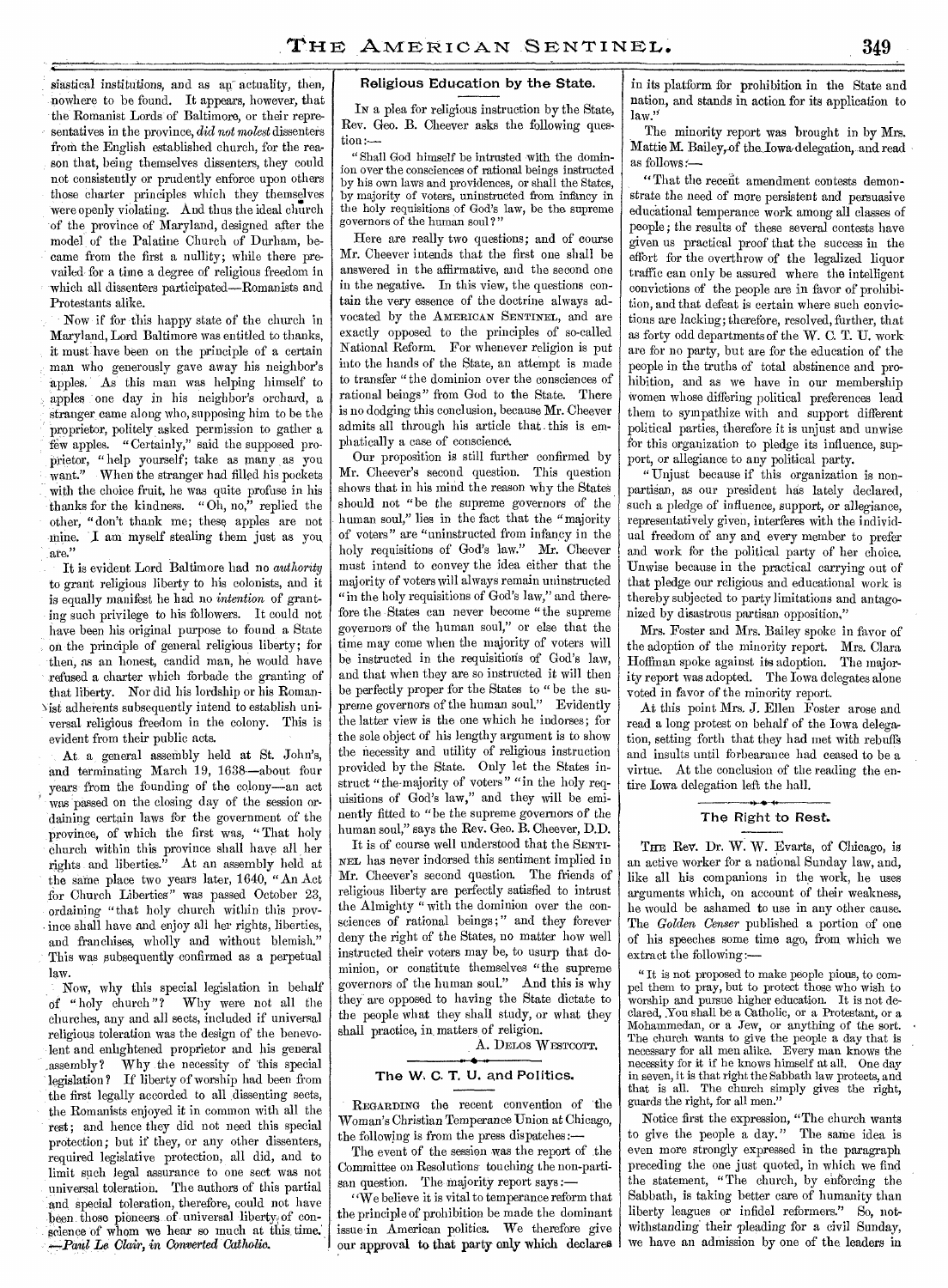siastical institutions, and as an actuality, then, nowhere to be found. It appears, however, that the Romanist Lords of Baltimore, or their representatives in the province, *did not molest* dissenters from the English established church, for the reason that, being themselves dissenters, they could not consistently or prudently enforce upon others those charter principles which they themselves were openly violating. And thus the ideal church of the province of Maryland, designed after the model of the Palatine Church of Durham, became from the first a nullity; while there prevailed for a time a degree of religious freedom in which all dissenters participated—Romanists and Protestants alike.

Now if for this happy state of the church in Maryland, Lord Baltimore was entitled to thanks, it must have been on the principle of a certain man who generously gave away his neighbor's apples. As this man was helping himself to apples one day in his neighbor's orchard, a stranger came along who, supposing him to be the proprietor, politely asked permission to gather a few apples. "Certainly," said the supposed proprietor, "help yourself; take as many as you want." When the stranger had filled his pockets with the choice fruit, he was quite profuse in his thanks for the kindness. "Oh, no," replied the other, "don't thank me; these apples are not mine. I am myself stealing them just as you are."

It is evident Lord Baltimore had no *authority* to grant religious liberty to his colonists, and it is equally manifest he had no *intention* of granting such privilege to his followers. It could not have been his original purpose to found a State on the principle of general religious liberty; for then, as an honest, candid man, he would have refused a charter which forbade the granting of that liberty. Nor did his lordship or his Romanist adherents subsequently intend to establish universal religious freedom in the colony. This is evident from their public acts.

At a general assembly held at St. John's, and terminating March 19, 1638—about four years from the founding of the colony—an act was passed on the closing day of the session ordaining certain laws for the government of the province, of which the first was, "That holy church within this province shall have all her rights and liberties." At an assembly held at the same place two years later, 1640, "An Act for Church Liberties" was passed October 23, ordaining "that holy church within this province shall have and enjoy all her rights, liberties, and franchises, wholly and without blemish." This was subsequently confirmed as a perpetual law.

Now, why this special legislation in behalf of "holy church"? Why were not all the churches, any and all sects, included if universal religious toleration was the design of the benevolent and enlightened proprietor and his general assembly? Why the necessity of this special legislation? If liberty of worship had been from the first legally accorded to all dissenting sects, the Romanists enjoyed it in common with all the rest; and hence they did not need this special protection; but if they, or any other dissenters, required legislative protection, all did, and to limit such legal assurance to one sect was not universal toleration. The authors of this partial and special toleration, therefore, could not have been those pioneers of universal liberty of conscience of whom we hear so much at this time. —*Paul Le Clair, in Converted Catholic.*

### Religious Education by the State.

In a plea for religious instruction by the State, Rev. Geo. B. Cheever asks the following question:—

"Shall God himself be intrusted with the dominion over the consciences of rational beings instructed by his own laws and providences, or shall the States, by majority of voters, uninstructed from infancy in the holy requisitions of God's law, be the supreme governors of the human soul?"

Here are really two questions; and of course Mr. Cheever intends that the first one shall be answered in the affirmative, and the second one in the negative. In this view, the questions contain the very essence of the doctrine always advocated by the AMERICAN SENTINEL, and are exactly opposed to the principles of so-called National Reform. For whenever religion is put into the hands of the State, an attempt is made to transfer "the dominion over the consciences of rational beings" from God to the State. There is no dodging this conclusion, because Mr. Cheever admits all through his article that this is emphatically a case of conscience.

Our proposition is still further confirmed by Mr. Cheever's second question. This question shows that in his mind the reason why the States should not "be the supreme governors of the human soul," lies in the fact that the "majority of voters" are "uninstructed from infancy in the holy requisitions of God's law." Mr. Cheever must intend to convey the idea either that the majority of voters will always remain uninstructed "in the holy requisitions of God's law," and therefore the States can never become "the supreme governors of the human soul," or else that the time may come when the majority of voters will be instructed in the requisitions of God's law, and that when they are so instructed it will then be perfectly proper for the States to "be the supreme governors of the human soul." Evidently the latter view is the one which he indorses; for the sole object of his lengthy argument is to show the necessity and utility of religious instruction provided by the State. Only let the States instruct "the majority of voters" "in the holy requisitions of God's law," and they will be eminently fitted to "be the supreme governors of the human soul," says the Rev. Geo. B. Cheever, D.D.

It is of course well understood that the SENTINEL has never indorsed this sentiment implied in Mr. Cheever's second question. The friends of religious liberty are perfectly satisfied to intrust the Almighty "with the dominion over the consciences of rational beings;" and they forever deny the right of the States, no matter how well instructed their voters may be, to usurp that dominion, or constitute themselves "the supreme governors of the human soul." And this is why they are opposed to having the State dictate to the people what they shall study, or what they shall practice, in matters of religion.

A. DELOS WESTCOTT.

### The W. C. T. U. and Politics.

REGARDING the recent convention of the Woman's Christian Temperance Union at Chicago, the following is from the press dispatches:—

The event of the session was the report of the Committee on Resolutions touching the non-partisan question. The majority report says:—

"We believe it is vital to temperance reform that the principle of prohibition be made the dominant issue in American politics. We therefore give our approval to that party only which declares in its platform for prohibition in the State and nation, and stands in action for its application to law."

The minority report was brought in by Mrs. Mattie M. Bailey, of the Iowa delegation, and read as follows:—

"That the recent amendment contests demonstrate the need of more persistent and persuasive educational temperance work among all classes of people; the results of these several contests have given us practical proof that the success in the effort for the overthrow of the legalized liquor traffic can only be assured where the intelligent convictions of the people are in favor of prohibition, and that defeat is certain where such convictions are lacking; therefore, resolved, further, that as forty odd departments of the W. C. T. U. work are for no party, but are for the education of the people in the truths of total abstinence and prohibition, and as we have in our membership women whose differing political preferences lead them to sympathize with and support different political parties, therefore it is unjust and unwise for this organization to pledge its influence, support, or allegiance to any political party.

"Unjust because if this organization is non-partisan, as our president has lately declared, such a pledge of influence, support, or allegiance, representatively given, interferes with the individual freedom of any and every member to prefer and work for the political party of her choice. Unwise because in the practical carrying out of that pledge our religious and educational work is thereby subjected to party limitations and antagonized by disastrous partisan opposition,"

Mrs. Foster and Mrs. Bailey spoke in favor of the adoption of the minority report. Mrs. Clara Hoffman spoke against its adoption. The majority report was adopted. The Iowa delegates alone voted in favor of the minority report.

At this point Mrs. J. Ellen Foster arose and read a long protest on behalf of the Iowa delegation, setting forth that they had met with rebuffs and insults until forbearance had ceased to be a virtue. At the conclusion of the reading the entire Iowa delegation left the hall.

### The Right to Rest.

THE Rev. Dr. W. W. Evarts, of Chicago, is an active worker for a national Sunday law, and, like all his companions in the work, he uses arguments which, on account of their weakness, he would be ashamed to use in any other cause. The *Golden Censer* published a portion of one of his speeches some time ago, from which we extract the following:—

"It is not proposed to make people pious, to compel them to pray, but to protect those who wish to worship and pursue higher education. It is not declared, You shall be a Catholic, or a Protestant, or a Mohammedan, or a Jew, or anything of the sort. The church wants to give the people a day that is necessary for all men alike. Every man knows the necessity for it if he knows himself at all. One day in seven, it is that right the Sabbath law protects, and that is all. The church simply gives the right, guards the right, for all men."

Notice first the expression, "The church wants to give the people a day." The same idea is even more strongly expressed in the paragraph preceding the one just quoted, in which we find the statement, "The church, by enforcing the Sabbath, is taking better care of humanity than liberty leagues or infidel reformers." So, notwithstanding their pleading for a civil Sunday, we have an admission by one of the leaders in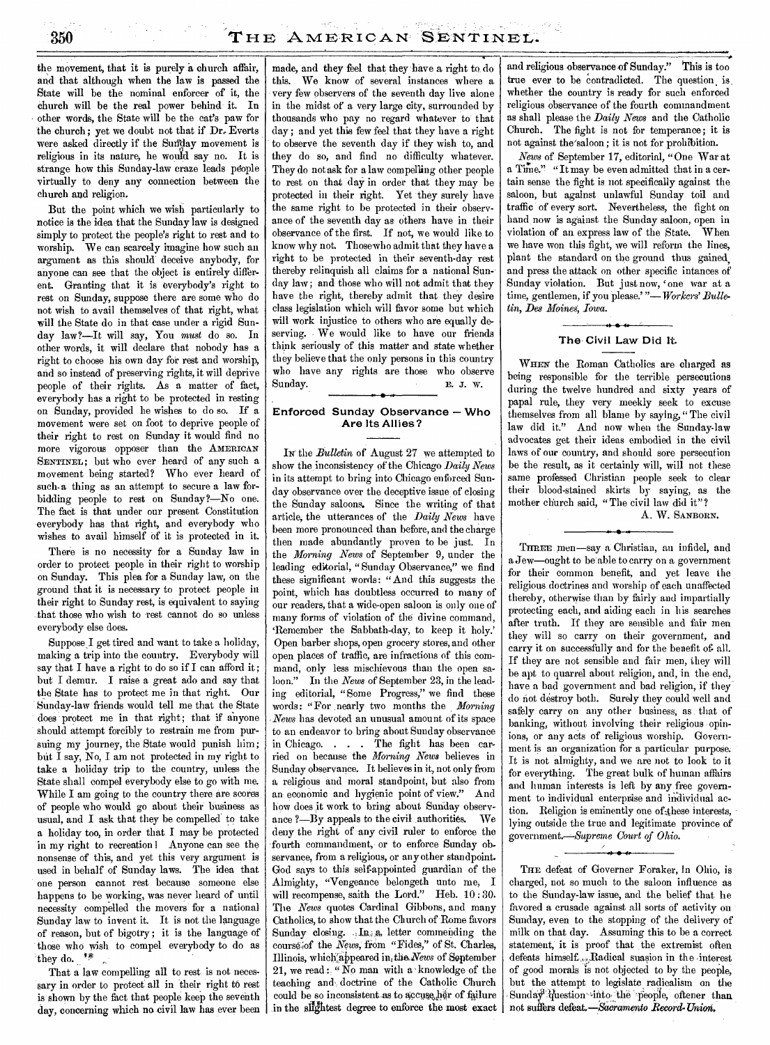the movement, that it is purely a church affair, and that although when the law is passed the State will be the nominal enforcer of it, the church will be the real power behind it. In other words, the State will be the cat's paw for the church; yet we doubt not that if Dr. Everts were asked directly if the Sunday movement is religious in its nature, he would say no. It is strange how this Sunday-law craze leads people virtually to deny any connection between the church and religion.

But the point which we wish particularly to notice is the idea that the Sunday law is designed simply to protect the people's right to rest and to worship. We can scarcely imagine how such an argument as this should deceive anybody, for anyone can see that the object is entirely different. Granting that it is everybody's right to rest on Sunday, suppose there are some who do not wish to avail themselves of that right, what will the State do in that case under a rigid Sunday law?—It will say, You *must* do so. In other words, it will declare that nobody has a right to choose his own day for rest and worship, and so instead of preserving rights, it will deprive people of their rights. As a matter of fact, everybody has a right to be protected in resting on Sunday, provided he wishes to do so. If a movement were set on foot to deprive people of their right to rest on Sunday it would find no more vigorous opposer than the AMERICAN SENTINEL; but who ever heard of any such a movement being started? Who ever heard of such a thing as an attempt to secure a law forbidding people to rest on Sunday?—No one. The fact is that under our present Constitution everybody has that right, and everybody who wishes to avail himself of it is protected in it.

There is no necessity for a Sunday law in order to protect people in their right to worship on Sunday. This plea for a Sunday law, on the ground that it is necessary to protect people in their right to Sunday rest, is equivalent to saying that those who wish to rest cannot do so unless everybody else does.

Suppose I get tired and want to take a holiday, making a trip into the country. Everybody will say that I have a right to do so if I can afford it; but I demur. I raise a great ado and say that the State has to protect me in that right. Our Sunday-law friends would tell me that the State does protect me in that right; that if anyone should attempt forcibly to restrain me from pursuing my journey, the State would punish him; but I say, No, I am not protected in my right to take a holiday trip to the country, unless the State shall compel everybody else to go with me. While I am going to the country there are scores of people who would go about their business as usual, and I ask that they be compelled to take a holiday too, in order that I may be protected in my right to recreation! Anyone can see the nonsense of this, and yet this very argument is used in behalf of Sunday laws. The idea that one person cannot rest because someone else happens to be working, was never heard of until necessity compelled the movers for a national Sunday law to invent it. It is not the language of reason, but of bigotry; it is the language of those who wish to compel everybody to do as they do.

That a law compelling all to rest is not necessary in order to protect all in their right to rest is shown by the fact that people keep the seventh day, concerning which no civil law has ever been made, and they feel that they have a right to do this. We know of several instances where a very few observers of the seventh day live alone in the midst of a very large city, surrounded by thousands who pay no regard whatever to that day; and yet this few feel that they have a right to observe the seventh day if they wish to, and they do so, and find no difficulty whatever. They do not ask for a law compelling other people to rest on that day in order that they may be protected in their right. Yet they surely have the same right to be protected in their observance of the seventh day as others have in their observance of the first. If not, we would like to know why not. Those who admit that they have a right to be protected in their seventh-day rest thereby relinquish all claims for a national Sunday law; and those who will not admit that they have the right, thereby admit that they desire class legislation which will favor some but which will work injustice to others who are equally deserving. We would like to have our friends think seriously of this matter and state whether they believe that the only persons in this country who have any rights are those who observe Sunday.

E. J. W.

## Enforced Sunday Observance — Who Are Its Allies?

IN the *Bulletin* of August 27 we attempted to show the inconsistency of the Chicago *Daily News* in its attempt to bring into Chicago enforced Sunday observance over the deceptive issue of closing the Sunday saloons. Since the writing of that article, the utterances of the *Daily News* have been more pronounced than before, and the charge then made abundantly proven to be just. In the *Morning News* of September 9, under the leading editorial, "Sunday Observance," we find these significant words: "And this suggests the point, which has doubtless occurred to many of our readers, that a wide-open saloon is only one of many forms of violation of the divine command, 'Remember the Sabbath-day, to keep it holy.' Open barber shops, open grocery stores, and other open places of traffic, are infractions of this command, only less mischievous than the open saloon." In the *News* of September 23, in the leading editorial, "Some Progress," we find these words: "For nearly two months the *Morning News* has devoted an unusual amount of its space to an endeavor to bring about Sunday observance in Chicago. . . . The fight has been carried on because the *Morning News* believes in Sunday observance. It believes in it, not only from a religious and moral standpoint, but also from an economic and hygienic point of view." And how does it work to bring about Sunday observance?—By appeals to the civil authorities. We deny the right of any civil ruler to enforce the fourth commandment, or to enforce Sunday observance, from a religious, or any other standpoint. God says to this self-appointed guardian of the Almighty, "Vengeance belongeth unto me, I will recompense, saith the Lord." Heb. 10:30. The *News* quotes Cardinal Gibbons, and many Catholics, to show that the Church of Rome favors Sunday closing. In a letter commending the course of the *News*, from "Fides," of St. Charles, Illinois, which appeared in the *News* of September 21, we read: "No man with a knowledge of the teaching and doctrine of the Catholic Church could be so inconsistent as to accuse her of failure in the slightest degree to enforce the most exact and religious observance of Sunday." This is too true ever to be contradicted. The question is whether the country is ready for such enforced religious observance of the fourth commandment as shall please the *Daily News* and the Catholic Church. The fight is not for temperance; it is not against the saloon; it is not for prohibition.

*News* of September 17, editorial, "One War at a Time." "It may be even admitted that in a certain sense the fight is not specifically against the saloon, but against unlawful Sunday toil and traffic of every sort. Nevertheless, the fight on hand now is against the Sunday saloon, open in violation of an express law of the State. When we have won this fight, we will reform the lines, plant the standard on the ground thus gained, and press the attack on other specific intances of Sunday violation. But just now, 'one war at a time, gentlemen, if you please.'"—*Workers' Bulletin, Des Moines, Iowa.*

## The Civil Law Did It.

WHEN the Roman Catholics are charged as being responsible for the terrible persecutions during the twelve hundred and sixty years of papal rule, they very meekly seek to excuse themselves from all blame by saying, "The civil law did it." And now when the Sunday-law advocates get their ideas embodied in the civil laws of our country, and should sore persecution be the result, as it certainly will, will not these same professed Christian people seek to clear their blood-stained skirts by saying, as the mother church said, "The civil law did it"?

A. W. SANBORN.

---

THREE men—say a Christian, an infidel, and a Jew—ought to be able to carry on a government for their common benefit, and yet leave the religious doctrines and worship of each unaffected thereby, otherwise than by fairly and impartially protecting each, and aiding each in his searches after truth. If they are sensible and fair men they will so carry on their government, and carry it on successfully and for the benefit of all. If they are not sensible and fair men, they will be apt to quarrel about religion, and, in the end, have a bad government and bad religion, if they do not destroy both. Surely they could well and safely carry on any other business, as that of banking, without involving their religious opinions, or any acts of religious worship. Government is an organization for a particular purpose. It is not almighty, and we are not to look to it for everything. The great bulk of human affairs and human interests is left by any free government to individual enterprise and individual action. Religion is eminently one of these interests, lying outside the true and legitimate province of government.—*Supreme Court of Ohio.*

---

THE defeat of Governer Foraker, in Ohio, is charged, not so much to the saloon influence as to the Sunday-law issue, and the belief that he favored a crusade against all sorts of activity on Sunday, even to the stopping of the delivery of milk on that day. Assuming this to be a correct statement, it is proof that the extremist often defeats himself. Radical suasion in the interest of good morals is not objected to by the people, but the attempt to legislate radicalism on the Sunday question into the people, oftener than not suffers defeat.—*Sacramento Record-Union.*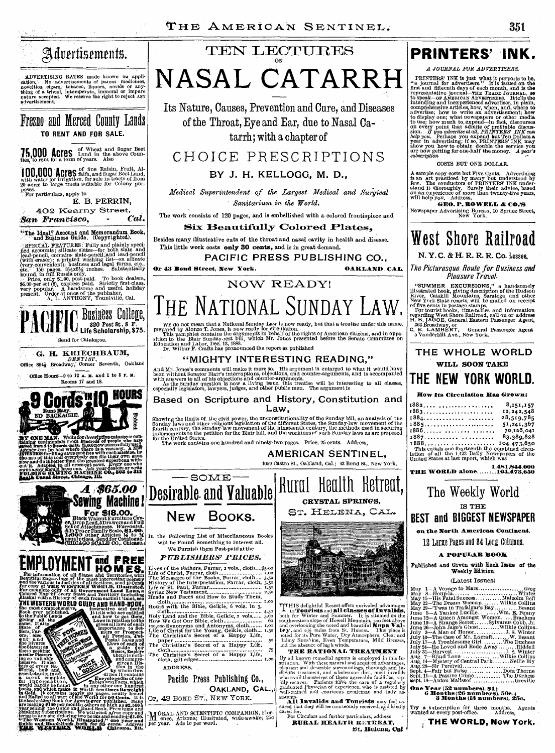# Advertisements.

ADVERTISING RATES made known on application. No advertisements of patent medicines, novelties, cigars, tobacco, liquors, novels or anything of a trivial, intemperate, immoral or impure nature accepted. We reserve the right to reject ANY advertisement.

## Fresno and Merced County Lands

TO RENT AND FOR SALE.

**75,000 Acres** of Wheat and Sugar Beet Land in the above Counties, to rent for a term of years. Also

**100,000 Acres** of fine Raisin, Fruit, Alfalfa, and Sugar Beet Land, with water for irrigation, for sale in tracts of from 20 acres to large tracts suitable for Colony purposes.

For particulars, apply to

E. B. PERRIN,
402 Kearny Street,
*San Francisco, Cal.*

"The Ideal" Account and Memorandum Book, and Business Guide. (Copyrighted).

SPECIAL FEATURES: Fully and plainly specified accounts; silicate slates—for both slate and lead-pencil, contains slate-pencil and lead-pencil (with eraser); a printed washing list—on silicate (very convenient); business and legal forms, etc., etc. 150 pages, 3½x5½ inches. Substantially bound, in full Russia only.

Price, only $1.00, post-paid. To book dealers, $6.00 per set (8), express paid. Strictly first-class, very popular. A handsome and useful holiday present. Order at once of the publisher,

A. L. ANTHONY, Yountville, Cal.

## PACIFIC Business College,

320 Post St., S. F.
Life Scholarship, $75.

Send for Catalogue.

G. H. KRIECHBAUM,
DENTIST,
Office 854½ Broadway, Corner Seventh, Oakland

Office Hours—9 to 12 A. M. and 1 to 5 P. M.
Rooms 17 and 18.

## 9 Cords IN 10 HOURS

Runs Easy. NO BACKACHE. Folded

BY ONE MAN. Write for descriptive catalogue containing testimonials from hundreds of people who have sawed from 4 to 9 cords daily. 25,000 now successfully used. Agency can be had where there is a vacancy. A NEW INVENTION for filing saws sent free with each machine, by the use of this tool everybody can file their own saws now and do it better than the greatest expert can without it. Adapted to all cross-cut saws. Every one who owns a saw should have one. Ask your dealers or write FOLDING SAWING MACHINE CO., 303 to 311 South Canal Street, Chicago, Ill.

## A $65.00 Sewing Machine!

For $18.00. Black Walnut Furniture Cover, Drop Leaf, 5 Drawers and Full Set of Attachments. Warranted. 4 lb Tea or Family Scale, $1.00. 1,000 other Articles ½ to ¼ usual prices. Send for Catalogue. CHICAGO SCALE CO., Chicago.

## EMPLOYMENT and FREE HOMES.

For information of all States and Territories, with Beautiful Engravings of the most interesting Scenery and the various industries of all Sections, send 10 cents for copy of THE WESTERN WORLD, Illustrated. For complete copy of all Government Land Laws, a Colored Map of every State and Territory (including Alaska) with a History of each from earliest times, see THE WESTERN WORLD GUIDE AND HAND-BOOK, the most comprehensive, instructive and useful Book ever published. It tells who are entitled to the Public Lands and how to get them, giving all the Laws in relation to the same. It also gives all Laws of each State of importance to Settlers, Farmers, Prospectors; also all Pension, Patent, Postal Laws and Naturalization, the Divorce Laws of the States; a guide for those seeking Homes, Employment or Pleasure. There is nothing so valuable and comprehensive. It also gives a History of every Nation of the World, how and by whom Governed, etc., etc.; in addition, it contains a most complete Encyclopedia of useful information. Tables and Facts, which would hardly be found in any other one hundred books, and which make it worth ten times its weight in Gold. It contains nearly 400 pages, neatly bound and Mailed to all part of the World for 50 Cents. It is the best selling Book for Agents ever published. Many are making $100 per month; others as high as $2,500 a year selling the Guide and Hand-Book. Premiums are obtaining Subscriptions. We will send a free copy and terms to any one ordering two books and sending $1.00. "The Western World, Illustrated," one year and Guide and Hand-Book both for 65 cents. Address THE WESTERN WORLD Chicago. Ill.

# TEN LECTURES ON NASAL CATARRH

Its Nature, Causes, Prevention and Cure, and Diseases of the Throat, Eye and Ear, due to Nasal Catarrh; with a chapter of

## CHOICE PRESCRIPTIONS

BY J. H. KELLOGG, M. D.,

*Medical Superintendent of the Largest Medical and Surgical Sanitarium in the World.*

The work consists of 120 pages, and is embellished with a colored frontispiece and

**Six Beautifully Colored Plates,**

Besides many illustrative cuts of the throat and nasal cavity in health and disease. This little work costs **only 30 cents,** and is in great demand.

PACIFIC PRESS PUBLISHING CO.,
Or 43 Bond Street, New York. OAKLAND, CAL.

## NOW READY!

# THE NATIONAL SUNDAY LAW.

WE do not mean that a National Sunday Law is now ready, but that a treatise under this name, prepared by Alonzo T. Jones, is now ready for circulation.

This pamphlet contains the arguments in behalf of the rights of American citizens, and in opposition to the Blair Sunday-rest bill, which Mr. Jones presented before the Senate Committee on Education and Labor, Dec. 13, 1888.

Dr. Wilbur F. Crafts has pronounced the report as published

### "MIGHTY INTERESTING READING,"

And Mr. Jones's comments will make it more so. His argument is enlarged to what it would have been without Senator Blair's interruptions, objections, and counter-arguments, and is accompanied with answers to all of his objections and counter-arguments.

As the Sunday question is now a living issue, this treatise will be interesting to all classes, especially legislators, lawyers, judges, and other public men. The argument is

### Based on Scripture and History, Constitution and Law,

Showing the limits of the civil power, the unconstitutionality of the Sunday bill, an analysis of the Sunday laws and other religious legislation of the different States, the Sunday-law movement of the fourth century, the Sunday-law movement of the nineteenth century, the methods used in securing indorsements to the petition for the Blair bill, and the workings of such Sunday laws as are proposed for the United States.

The work contains one hundred and ninety-two pages. Price, 25 cents. Address,

AMERICAN SENTINEL,
1059 Castro St., Oakland, Cal.; 43 Bond St., New York.

## SOME Desirable and Valuable NEW BOOKS.

In the Following List of Miscellaneous Books will be Found Something to Interest all. We Furnish them Post-paid at the

*PUBLISHERS' PRICES.*

| | |
|---|---|
| Lives of the Fathers, Farrar, 2 vols., cloth | $5.00 |
| Life of Christ, Farrar, cloth | 1.00 |
| The Messages of the Books, Farrar, cloth | 3.50 |
| History of the Interpretation, Farrar, cloth | 3.50 |
| Life of St. Paul, Farrar | 1.50 |
| Syriac New Testament | 2.50 |
| Heads and Faces and How to Study Them, cloth | 1.00 |
| Hours with the Bible, Geikie, 6 vols. in 3, cloth | 4.50 |
| Holy Land and the Bible, Geikie, 2 vols | 5.00 |
| How We Got Our Bible, cloth | 60 |
| 100,000 Synonyms and Antonyms, cloth | 1.00 |
| Life of Christ for the Young, Geikie, cloth | 1.50 |
| The Christian's Secret of a Happy Life, paper | 50 |
| The Christian's Secret of a Happy Life, cloth | 75 |
| The Christian's Secret of a Happy Life, cloth, gilt edges | 1.00 |

ADDRESS,

Pacific Press Publishing Co.,
OAKLAND, CAL.,
Or, 43 BOND ST., NEW YORK.

MORAL AND SCIENTIFIC COMPANION, Florence, Arizona; illustrated, wide-awake; 25c per year. Ads 1c per word.

## Rural Health Retreat,

CRYSTAL SPRINGS,
ST. HELENA, CAL.

THIS delightful Resort offers unrivaled advantages to **Tourists** and **all classes of Invalids,** both for Winter and Summer. It is situated on the southwestern slope of Howell Mountain, 500 feet above and overlooking the noted and beautiful **Napa Valley,** and 2½ miles from St. Helena. This place is noted for its Pure Water, Dry Atmosphere, Clear and Balmy Sunshine, Even Temperature, Mild Breezes, and the absence of high winds.

**THE RATIONAL TREATMENT**

By all known remedial agents is employed in this Institution. With these natural and acquired advantages, pleasant and desirable surroundings, thorough and judicious treatment, and wholesome diet, most invalids who avail themselves of these agreeable facilities, rapidly recover. Patients have the care of a regularly graduated Physician of experience, who is assisted by well-trained and courteous gentleman and lady assistants.

**All Invalids and Tourists** may feel assured that they will be courteously received, and kindly cared for.

For Circulars and further particulars, address

RURAL HEALTH RETREAT,
St. Helena, Cal

# PRINTERS' INK.

*A JOURNAL FOR ADVERTISERS.*

PRINTERS' INK is just what it purports to be, "a journal for advertisers." It is issued on the first and fifteenth days of each month, and is the representative journal—THE TRADE JOURNAL, so to speak—OF AMERICAN ADVERTISERS. It tells the intending and inexperienced advertiser, in plain, comprehensive articles, how, when, and, where to advertise; how to write an advertisement; how to display one; what newspapers or other media to use; how much to expend—in fact, discourses on every point that admits of profitable discussion. *If you advertise at all, PRINTERS' INK can help you.* Perhaps you expend but Ten Dollars a year in advertising; if so, PRINTERS' INK may show you how to obtain double the service you are now getting for one-half the money. *A year's subscription*

COSTS BUT ONE DOLLAR.

A sample copy costs but Five Cents. Advertising is an art practiced by many but understood by few. The conductors of PRINTERS' INK understand it thoroughly. Surely their advice, based on an experience of more than twenty-five years, will help you. Address,

GEO. P. ROWELL & CO.'S
Newspaper Advertising Bureau, 10 Spruce Street, New York.

# West Shore Railroad

N. Y. C. & H. R. R. R. Co. Lessee.

*The Picturesque Route for Business and Pleasure Travel.*

"SUMMER EXCURSIONS," a handsomely illustrated book, giving description of the Hudson River, Catskill Mountains, Saratoga and other New York State resorts, will be mailed on receipt of five cents in postage stamps.

For tourist books, time-tables and information regarding West Shore Railroad, call on or address H. B. JAGOE, General Eastern Passenger Agent, 363 Broadway, or
C. E. LAMBERT, General Passenger Agent
5 Vanderbilt Ave., New York.

## THE WHOLE WORLD WILL SOON TAKE THE NEW YORK WORLD.

**How its Circulation Has Grown:**

| | |
|---|---|
| 1882 | 8,151,157 |
| 1883 | 12,242,548 |
| 1884 | 28,519,785 |
| 1885 | 51,241,367 |
| 1886 | 70,126,041 |
| 1887 | 83,389,828 |
| 1888 | 104,473,650 |

This equals one-fourteenth the combined circulation of all the 1,423 Daily Newspapers of the United States at last report, which was

1,481,844,000
THE WORLD alone........104,473,650

## The Weekly World

IS THE

**BEST and BIGGEST NEWSPAPER**

on the North American Continent.

12 Large Pages and 84 Long Columns.

**A POPULAR BOOK**

Published and Given with Each Issue of the Weekly Edition.

(Latest Issues)

| | | |
|---|---|---|
| May 1 | A Voyage to Mars | Greg |
| May 8 | Houp-la | Winter |
| May 15 | His Fatal Success | Malcolm Bell |
| May 22 | The Dream Woman | Wilkie Collins |
| May 29 | Twas in Trafalgar's Bay | Besant |
| June 5 | A Yankee Lucille | Wm. E. Penny |
| June 12 | A Queen Amongst Women | Braeme |
| June 19 | A Strange Secret | Sylvanus Cobb, Jr. |
| June 26 | John Jago's Ghost | Wilkie Collins |
| July 3 | A Man of Honor | J. S. Winter |
| July 10 | The Case of Mr. Lucraft | W. Besant |
| July 17 | A Troublesome Girl | The Duchess |
| July 24 | He Loved and Rode Away | Riddell |
| July 31 | Harvest | J. S. Winter |
| Aug. 7 | Blind Love | Wilkie Collins |
| Aug. 14 | Mystery of Central Park | Nellie Bly |
| Aug. 28 | Sir Percival | |
| Sept. 4 | Fair but False | Dora Thorne |
| Sept. 11 | A Passive Crime | The Duchess |
| Sept. 18 | Anton Malissof | Greville |

**One Year (52 numbers), $1; 6 Months (26 numbers), 50c.; 3 Months (13 numbers), 25c.**

Try a subscription for three months. Agents wanted at every post-office. Address,

THE WORLD, New York.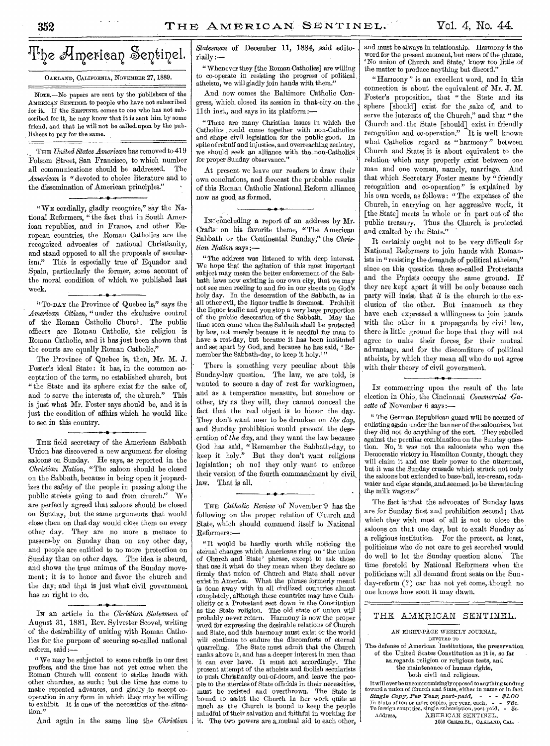# The American Sentinel.

OAKLAND, CALIFORNIA, NOVEMBER 27, 1889.

NOTE.—No papers are sent by the publishers of the AMERICAN SENTINEL to people who have not subscribed for it. If the SENTINEL comes to one who has not subscribed for it, he may know that it is sent him by some friend, and that he will not be called upon by the publishers to pay for the same.

THE *United States American* has removed to 419 Folsom Street, San Francisco, to which number all communications should be addressed. The *American* is "devoted to choice literature and to the dissemination of American principles."

"WE cordially, gladly recognize," say the National Reformers, "the fact that in South American republics, and in France, and other European countries, the Roman Catholics are the recognized advocates of national Christianity, and stand opposed to all the proposals of secularism." This is especially true of Equador and Spain, particularly the former, some account of the moral condition of which we published last week.

"TO-DAY the Province of Quebec is," says the *American Citizen*, "under the exclusive control of the Roman Catholic Church. The public officers are Roman Catholic, the religion is Roman Catholic, and it has just been shown that the courts are equally Roman Catholic."

The Province of Quebec is, then, Mr. M. J. Foster's ideal State: it has, in the common acceptation of the term, no established church, but "the State and its sphere exist for the sake of, and to serve the interests of, the church." This is just what Mr. Foster says should be, and it is just the condition of affairs which he would like to see in this country.

THE field secretary of the American Sabbath Union has discovered a new argument for closing saloons on Sunday. He says, as reported in the *Christian Nation*, "The saloon should be closed on the Sabbath, because in being open it jeopardizes the safety of the people in passing along the public streets going to and from church." We are perfectly agreed that saloons should be closed on Sunday, but the same arguments that would close them on that day would close them on every other day. They are no more a menace to passers-by on Sunday than on any other day, and people are entitled to no more protection on Sunday than on other days. The idea is absurd, and shows the true animus of the Sunday movement; it is to honor and favor the church and the day; and that is just what civil government has no right to do.

IN an article in the *Christian Statesman* of August 31, 1881, Rev. Sylvester Scovel, writing of the desirability of uniting with Roman Catholics for the purpose of securing so-called national reform, said:—

"We may be subjected to some rebuffs in our first proffers, and the time has not yet come when the Roman Church will consent to strike hands with other churches, as such; but the time has come to make repeated advances, and gladly to accept cooperation in any form in which they may be willing to exhibit. It is one of the necessities of the situation."

And again in the same line the *Christian Statesman* of December 11, 1884, said editorially:—

"Whenever they [the Roman Catholics] are willing to co-operate in resisting the progress of political atheism, we will gladly join hands with them."

And now comes the Baltimore Catholic Congress, which held its session in that city on the 11th inst., and says in its platform:—

"There are many Christian issues in which the Catholics could come together with non-Catholics and shape civil legislation for the public good. In spite of rebuff and injustice, and overreaching zealotry, we should seek an alliance with the non-Catholics for proper Sunday observance."

At present we leave our readers to draw their own conclusions, and forecast the probable results of this Roman Catholic National Reform alliance now as good as formed.

IN concluding a report of an address by Mr. Crafts on his favorite theme, "The American Sabbath or the Continental Sunday," the *Christian Nation* says:—

"The address was listened to with deep interest. We hope that the agitation of this most important subject may mean the better enforcement of the Sabbath laws now existing in our own city, that we may not see men reeling to and fro in our streets on God's holy day. In the desecration of the Sabbath, as in all other evil, the liquor traffic is foremost. Prohibit the liquor traffic and you stop a very large proportion of the public desecration of the Sabbath. May the time soon come when the Sabbath shall be protected by law, not merely because it is needful for man to have a rest-day, but because it has been instituted and set apart by God, and because he has said, 'Remember the Sabbath-day, to keep it holy.'"

There is something very peculiar about this Sunday-law question. The law, we are told, is wanted to secure a day of rest for workingmen, and as a temperance measure, but somehow or other, try as they will, they cannot conceal the fact that the real object is to honor the day. They don't want men to be drunken on *the day*, and Sunday prohibition would prevent the desecration of *the day*, and they want the law because God has said, "Remember the Sabbath-day, to keep it holy." But they don't want religious legislation; oh no! they only want to enforce their version of the fourth commandment by civil law. That is all.

THE *Catholic Review* of November 9 has the following on the proper relation of Church and State, which should commend itself to National Reformers:—

"It would be hardly worth while noticing the eternal changes which Americans ring on 'the union of Church and State' phrase, except to ask those that use it what do they mean when they declare so firmly that union of Church and State shall never exist in America. What the phrase formerly meant is done away with in all civilized countries almost completely, although these countries may have Catholicity or a Protestant sect down in the Constitution as the State religion. The old state of union will probably never return. Harmony is now the proper word for expressing the desirable relations of Church and State, and this harmony must exist or the world will continue to endure the discomforts of eternal quarreling. The State must admit that the Church ranks above it, and has a deeper interest in men than it can ever have. It must act accordingly. The present attempt of the atheists and foolish secularists to push Christianity out-of-doors, and leave the people to the mercies of State officials in their necessities, must be resisted and overthrown. The State is bound to assist the Church in her work quite as much as the Church is bound to keep the people mindful of their salvation and faithful in working for it. The two powers are a mutual aid to each other, and must be always in relationship. Harmony is the word for the present moment, but users of the phrase, 'No union of Church and State,' know too little of the matter to produce anything but discord."

"Harmony" is an excellent word, and in this connection is about the equivalent of Mr. J. M. Foster's proposition, that "the State and its sphere [should] exist for the sake of, and to serve the interests of, the Church," and that "the Church and the State [should] exist in friendly recognition and co-operation." It is well known what Catholics regard as "harmony" between Church and State; it is about equivalent to the relation which may properly exist between one man and one woman, namely, marriage. And that which Secretary Foster means by "friendly recognition and co-operation" is explained by his own words, as follows: "The expenses of the Church, in carrying on her aggressive work, it [the State] meets in whole or in part out of the public treasury. Thus the Church is protected and exalted by the State."

It certainly ought not to be very difficult for National Reformers to join hands with Romanists in "resisting the demands of political atheism," since on this question these so-called Protestants and the Papists occupy the same ground. If they are kept apart it will be only because each party will insist that *it* is the church to the exclusion of the other. But inasmuch as they have each expressed a willingness to join hands with the other in a propaganda by civil law, there is little ground for hope that they will not agree to unite their forces for their mutual advantage, and for the discomfiture of political atheists, by which they mean all who do not agree with their theory of civil government.

IN commenting upon the result of the late election in Ohio, the Cincinnati *Commercial Gazette* of November 6 says:—

"The German Republican guard will be accused of enlisting again under the banner of the saloonists, but they did not do anything of the sort. They rebelled against the peculiar combination on the Sunday question. No, it was not the saloonists who won the Democratic victory in Hamilton County, though they will claim it and use their power to the uttermost, but it was the Sunday crusade which struck not only the saloons but extended to base-ball, ice-cream, soda-water and cigar stands, and seemed to be threatening the milk wagons."

The fact is that the advocates of Sunday laws are for Sunday first and prohibition second; that which they wish most of all is not to close the saloons on that one day, but to exalt Sunday as a religious institution. For the present, at least, politicians who do not care to get scorched would do well to let the Sunday question alone. The time foretold by National Reformers when the politicians will all demand front seats on the Sunday-reform (?) car has not yet come, though no one knows how soon it may dawn.

## THE AMERICAN SENTINEL.

AN EIGHT-PAGE WEEKLY JOURNAL,
DEVOTED TO
The defense of American Institutions, the preservation of the United States Constitution as it is, so far as regards religion or religious tests, and the maintenance of human rights, both civil and religious.

It will ever be uncompromisingly opposed to anything tending toward a union of Church and State, either in name or in fact.

*Single Copy, Per Year, post-paid,* - - - *$1.00*
In clubs of ten or more copies, per year, each, - - *75c.*
To foreign countries, single subscription, post-paid, - *5s.*

Address, AMERICAN SENTINEL,
1059 Castro St., OAKLAND, CAL.